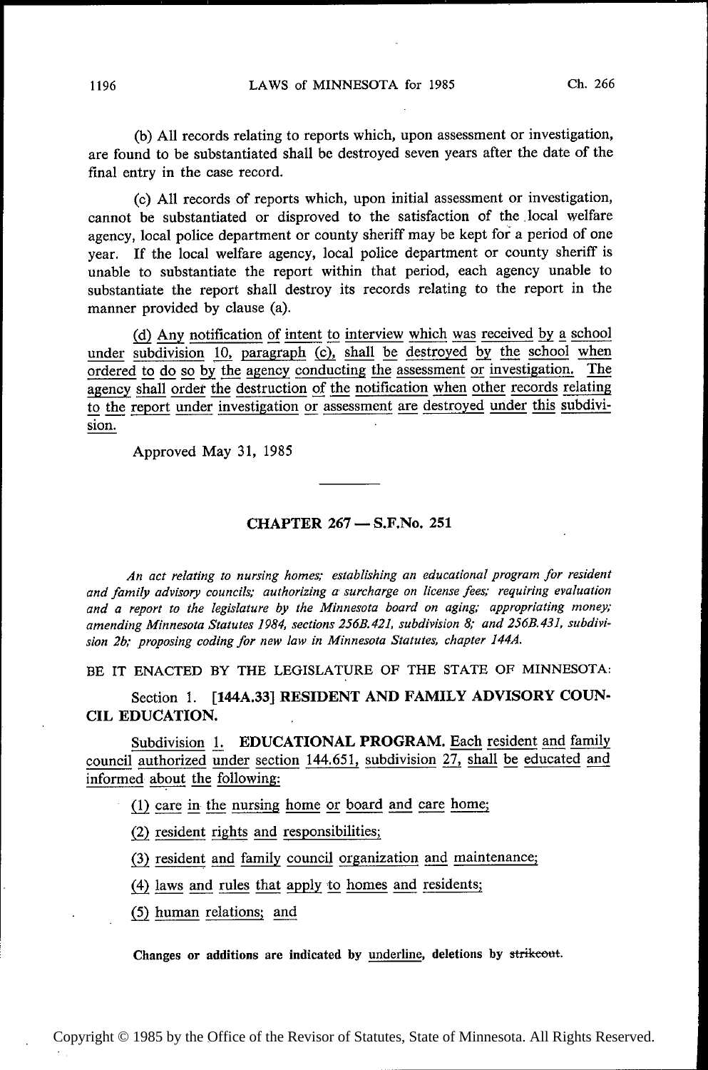(b) All records relating to reports which, upon assessment or investigation, are found to be substantiated shall be destroyed seven years after the date of the final entry in the case record.

(c) All records of reports which, upon initial assessment or investigation, cannot be substantiated or disproved to the satisfaction of the local welfare agency, local police department or county sheriff may be kept for a period of one year. If the local welfare agency, local police department or county sheriff is unable to substantiate the report within that period, each agency unable to substantiate the report shall destroy its records relating to the report in the manner provided by clause (a).

(d) Any notification of intent to interview which was received by a school under subdivision 10, paragraph (c), shall be destroyed by the school when ordered to do so by the agency conducting the assessment or investigation. The agency shall order the destruction of the notification when other records relating to the report under investigation or assessment are destroyed under this subdivision.

Approved May 31, 1985

## CHAPTER 267 — S.F.No. 251

*An act relating to nursing homes; establishing an educational program for resident and family advisory councils; authorizing a surcharge on license fees; requiring evaluation and a report to the legislature by the Minnesota board on aging; appropriating money; amending Minnesota Statutes 1984, sections 256B.421, subdivision 8; and 256B.431, subdivision 2b; proposing coding for new law in Minnesota Statutes, chapter 144A.*

BE IT ENACTED BY THE LEGISLATURE OF THE STATE OF MINNESOTA:

Section 1. **[144A.33] RESIDENT AND FAMILY ADVISORY COUNCIL EDUCATION.**

Subdivision 1. **EDUCATIONAL PROGRAM.** Each resident and family council authorized under section 144.651, subdivision 27, shall be educated and informed about the following:

(1) care in the nursing home or board and care home;

(2) resident rights and responsibilities;

(3) resident and family council organization and maintenance;

(4) laws and rules that apply to homes and residents;

(5) human relations; and

Changes or additions are indicated by underline, deletions by ~~strikeout~~.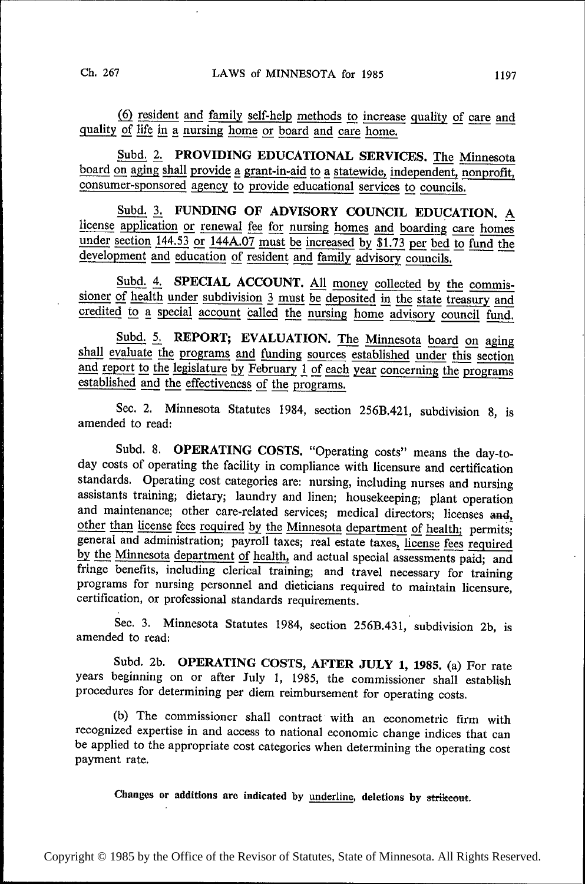(6) resident and family self-help methods to increase quality of care and quality of life in a nursing home or board and care home.

Subd. 2. **PROVIDING EDUCATIONAL SERVICES.** The Minnesota board on aging shall provide a grant-in-aid to a statewide, independent, nonprofit, consumer-sponsored agency to provide educational services to councils.

Subd. 3. **FUNDING OF ADVISORY COUNCIL EDUCATION.** A license application or renewal fee for nursing homes and boarding care homes under section 144.53 or 144A.07 must be increased by $1.73 per bed to fund the development and education of resident and family advisory councils.

Subd. 4. **SPECIAL ACCOUNT.** All money collected by the commissioner of health under subdivision 3 must be deposited in the state treasury and credited to a special account called the nursing home advisory council fund.

Subd. 5. **REPORT; EVALUATION.** The Minnesota board on aging shall evaluate the programs and funding sources established under this section and report to the legislature by February 1 of each year concerning the programs established and the effectiveness of the programs.

Sec. 2. Minnesota Statutes 1984, section 256B.421, subdivision 8, is amended to read:

Subd. 8. **OPERATING COSTS.** "Operating costs" means the day-to-day costs of operating the facility in compliance with licensure and certification standards. Operating cost categories are: nursing, including nurses and nursing assistants training; dietary; laundry and linen; housekeeping; plant operation and maintenance; other care-related services; medical directors; licenses ~~and~~, other than license fees required by the Minnesota department of health; permits; general and administration; payroll taxes; real estate taxes, license fees required by the Minnesota department of health, and actual special assessments paid; and fringe benefits, including clerical training; and travel necessary for training programs for nursing personnel and dieticians required to maintain licensure, certification, or professional standards requirements.

Sec. 3. Minnesota Statutes 1984, section 256B.431, subdivision 2b, is amended to read:

Subd. 2b. **OPERATING COSTS, AFTER JULY 1, 1985.** (a) For rate years beginning on or after July 1, 1985, the commissioner shall establish procedures for determining per diem reimbursement for operating costs.

(b) The commissioner shall contract with an econometric firm with recognized expertise in and access to national economic change indices that can be applied to the appropriate cost categories when determining the operating cost payment rate.

**Changes or additions are indicated by underline, deletions by ~~strikeout~~.**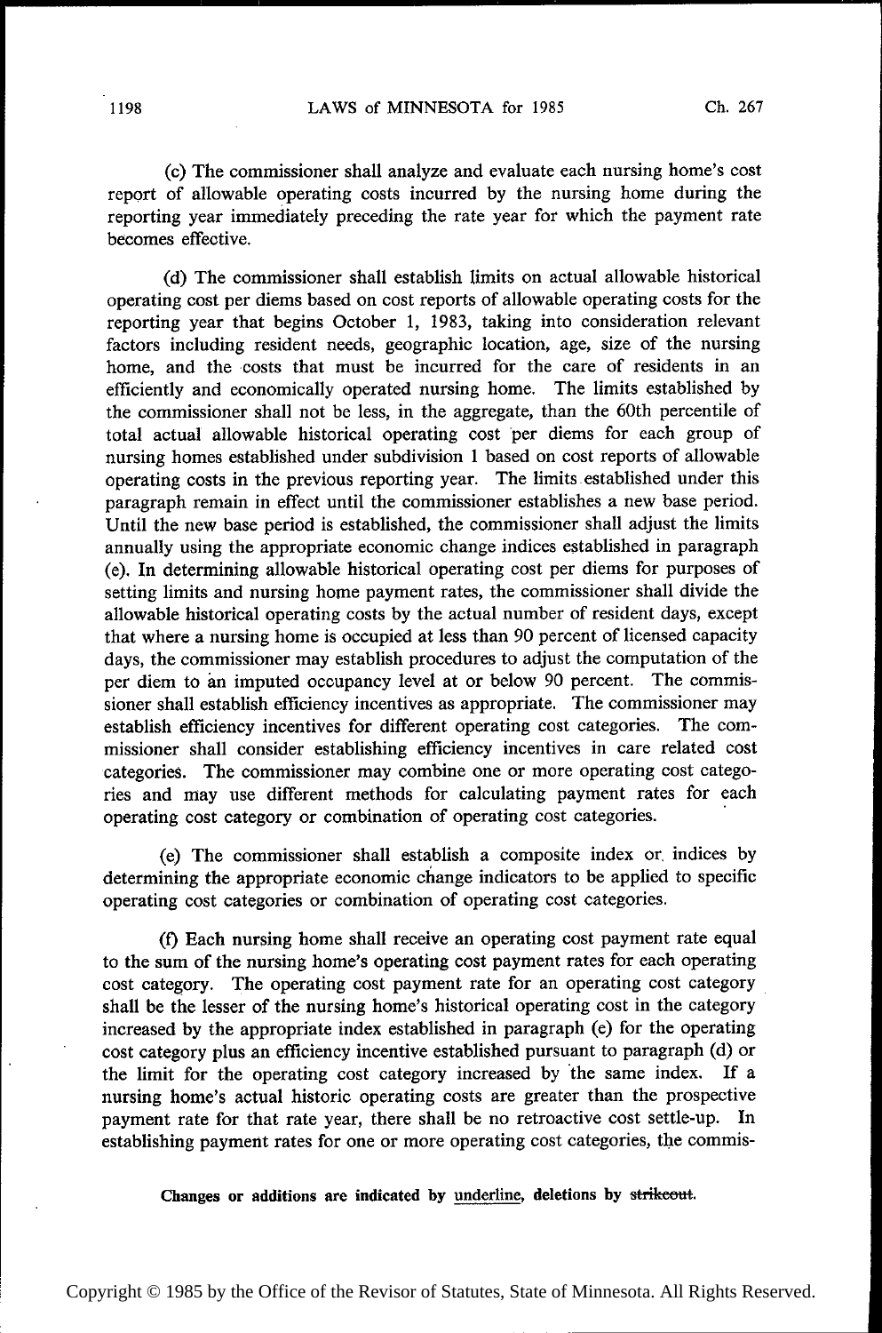(c) The commissioner shall analyze and evaluate each nursing home's cost report of allowable operating costs incurred by the nursing home during the reporting year immediately preceding the rate year for which the payment rate becomes effective.

(d) The commissioner shall establish limits on actual allowable historical operating cost per diems based on cost reports of allowable operating costs for the reporting year that begins October 1, 1983, taking into consideration relevant factors including resident needs, geographic location, age, size of the nursing home, and the costs that must be incurred for the care of residents in an efficiently and economically operated nursing home. The limits established by the commissioner shall not be less, in the aggregate, than the 60th percentile of total actual allowable historical operating cost per diems for each group of nursing homes established under subdivision 1 based on cost reports of allowable operating costs in the previous reporting year. The limits established under this paragraph remain in effect until the commissioner establishes a new base period. Until the new base period is established, the commissioner shall adjust the limits annually using the appropriate economic change indices established in paragraph (e). In determining allowable historical operating cost per diems for purposes of setting limits and nursing home payment rates, the commissioner shall divide the allowable historical operating costs by the actual number of resident days, except that where a nursing home is occupied at less than 90 percent of licensed capacity days, the commissioner may establish procedures to adjust the computation of the per diem to an imputed occupancy level at or below 90 percent. The commissioner shall establish efficiency incentives as appropriate. The commissioner may establish efficiency incentives for different operating cost categories. The commissioner shall consider establishing efficiency incentives in care related cost categories. The commissioner may combine one or more operating cost categories and may use different methods for calculating payment rates for each operating cost category or combination of operating cost categories.

(e) The commissioner shall establish a composite index or indices by determining the appropriate economic change indicators to be applied to specific operating cost categories or combination of operating cost categories.

(f) Each nursing home shall receive an operating cost payment rate equal to the sum of the nursing home's operating cost payment rates for each operating cost category. The operating cost payment rate for an operating cost category shall be the lesser of the nursing home's historical operating cost in the category increased by the appropriate index established in paragraph (e) for the operating cost category plus an efficiency incentive established pursuant to paragraph (d) or the limit for the operating cost category increased by the same index. If a nursing home's actual historic operating costs are greater than the prospective payment rate for that rate year, there shall be no retroactive cost settle-up. In establishing payment rates for one or more operating cost categories, the commis-

Changes or additions are indicated by underline, deletions by ~~strikeout~~.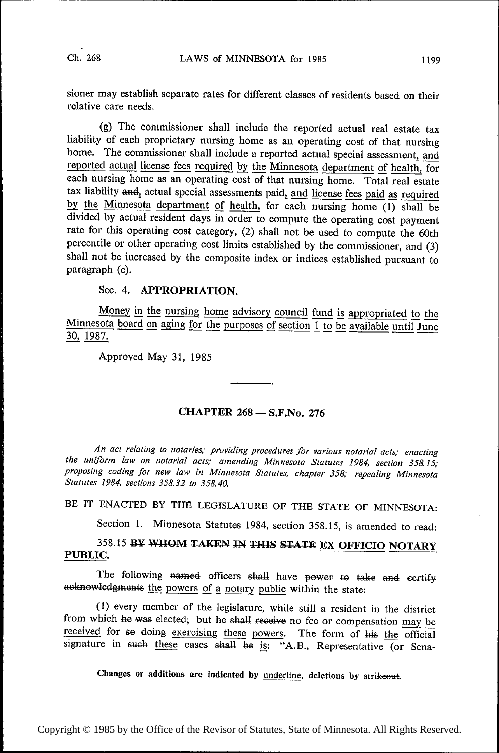sioner may establish separate rates for different classes of residents based on their relative care needs.

(g) The commissioner shall include the reported actual real estate tax liability of each proprietary nursing home as an operating cost of that nursing home. The commissioner shall include a reported actual special assessment, and reported actual license fees required by the Minnesota department of health, for each nursing home as an operating cost of that nursing home. Total real estate tax liability ~~and~~, actual special assessments paid, and license fees paid as required by the Minnesota department of health, for each nursing home (1) shall be divided by actual resident days in order to compute the operating cost payment rate for this operating cost category, (2) shall not be used to compute the 60th percentile or other operating cost limits established by the commissioner, and (3) shall not be increased by the composite index or indices established pursuant to paragraph (e).

Sec. 4. **APPROPRIATION.**

Money in the nursing home advisory council fund is appropriated to the Minnesota board on aging for the purposes of section 1 to be available until June 30, 1987.

Approved May 31, 1985

---

## CHAPTER 268 — S.F.No. 276

*An act relating to notaries; providing procedures for various notarial acts; enacting the uniform law on notarial acts; amending Minnesota Statutes 1984, section 358.15; proposing coding for new law in Minnesota Statutes, chapter 358; repealing Minnesota Statutes 1984, sections 358.32 to 358.40.*

BE IT ENACTED BY THE LEGISLATURE OF THE STATE OF MINNESOTA:

Section 1. Minnesota Statutes 1984, section 358.15, is amended to read:

358.15 ~~**BY WHOM TAKEN IN THIS STATE**~~ **EX OFFICIO NOTARY PUBLIC.**

The following ~~named~~ officers ~~shall~~ have ~~power to take and certify acknowledgments~~ the powers of a notary public within the state:

(1) every member of the legislature, while still a resident in the district from which ~~he was~~ elected; but ~~he shall receive~~ no fee or compensation may be received for ~~so doing~~ exercising these powers. The form of ~~his~~ the official signature in ~~such~~ these cases ~~shall be~~ is: "A.B., Representative (or Sena-

Changes or additions are indicated by underline, deletions by ~~strikeout~~.

Copyright © 1985 by the Office of the Revisor of Statutes, State of Minnesota. All Rights Reserved.